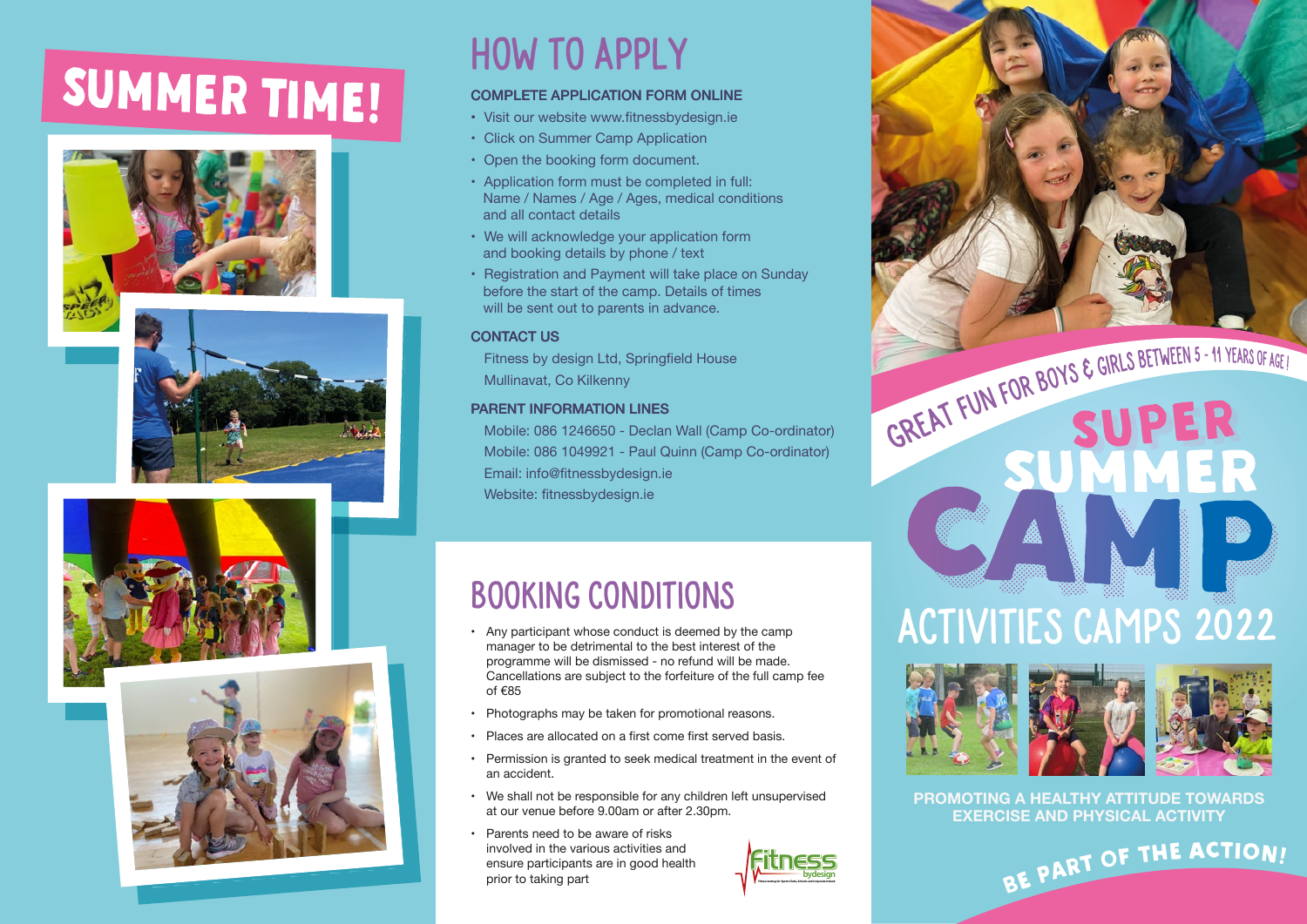# SUMMER TIME!

## HOW TO APPLY

**COMPLETE APPLICATION FORM ONLINE**

- Visit our website www.fitnessbydesign.ie
- Click on Summer Camp Application
- Open the booking form document.
- Application form must be completed in full: Name / Names / Age / Ages, medical conditions and all contact details
- We will acknowledge your application form and booking details by phone / text
- Registration and Payment will take place on Sunday before the start of the camp. Details of times will be sent out to parents in advance.

**CONTACT US**

Fitness by design Ltd, Springfield House
Mullinavat, Co Kilkenny

**PARENT INFORMATION LINES**

Mobile: 086 1246650 - Declan Wall (Camp Co-ordinator)
Mobile: 086 1049921 - Paul Quinn (Camp Co-ordinator)
Email: info@fitnessbydesign.ie
Website: fitnessbydesign.ie

## BOOKING CONDITIONS

- Any participant whose conduct is deemed by the camp manager to be detrimental to the best interest of the programme will be dismissed - no refund will be made. Cancellations are subject to the forfeiture of the full camp fee of €85
- Photographs may be taken for promotional reasons.
- Places are allocated on a first come first served basis.
- Permission is granted to seek medical treatment in the event of an accident.
- We shall not be responsible for any children left unsupervised at our venue before 9.00am or after 2.30pm.
- Parents need to be aware of risks involved in the various activities and ensure participants are in good health prior to taking part

Fitness bydesign

GREAT FUN FOR BOYS & GIRLS BETWEEN 5 - 11 YEARS OF AGE!

# SUPER SUMMER CAMP

## ACTIVITIES CAMPS 2022

**PROMOTING A HEALTHY ATTITUDE TOWARDS EXERCISE AND PHYSICAL ACTIVITY**

**BE PART OF THE ACTION!**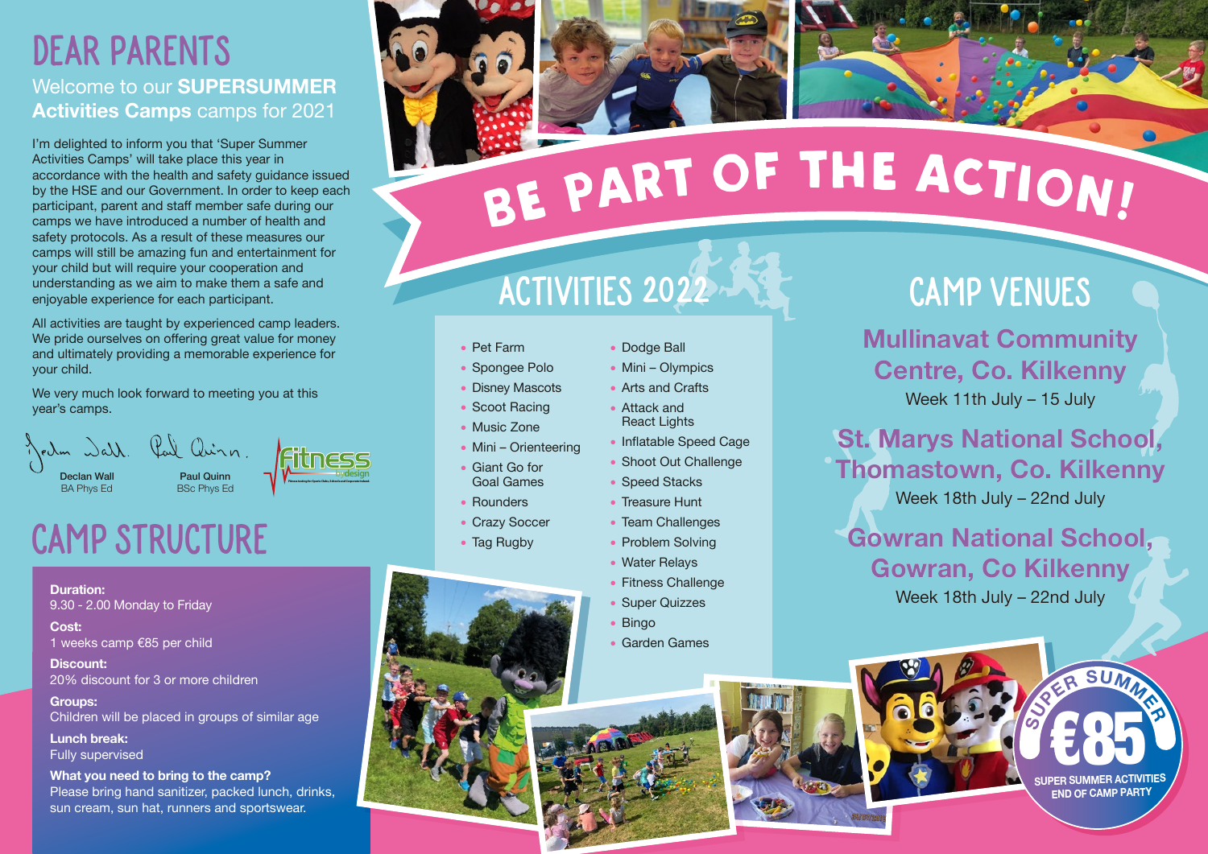# DEAR PARENTS

## Welcome to our **SUPERSUMMER Activities Camps** camps for 2021

I'm delighted to inform you that 'Super Summer Activities Camps' will take place this year in accordance with the health and safety guidance issued by the HSE and our Government. In order to keep each participant, parent and staff member safe during our camps we have introduced a number of health and safety protocols. As a result of these measures our camps will still be amazing fun and entertainment for your child but will require your cooperation and understanding as we aim to make them a safe and enjoyable experience for each participant.

All activities are taught by experienced camp leaders. We pride ourselves on offering great value for money and ultimately providing a memorable experience for your child.

We very much look forward to meeting you at this year's camps.

**Declan Wall**
BA Phys Ed

**Paul Quinn**
BSc Phys Ed

Fitness by design

# CAMP STRUCTURE

**Duration:**
9.30 - 2.00 Monday to Friday

**Cost:**
1 weeks camp €85 per child

**Discount:**
20% discount for 3 or more children

**Groups:**
Children will be placed in groups of similar age

**Lunch break:**
Fully supervised

**What you need to bring to the camp?**
Please bring hand sanitizer, packed lunch, drinks, sun cream, sun hat, runners and sportswear.

# BE PART OF THE ACTION!

# ACTIVITIES 2022

- Pet Farm
- Spongee Polo
- Disney Mascots
- Scoot Racing
- Music Zone
- Mini – Orienteering
- Giant Go for Goal Games
- Rounders
- Crazy Soccer
- Tag Rugby
- Dodge Ball
- Mini – Olympics
- Arts and Crafts
- Attack and React Lights
- Inflatable Speed Cage
- Shoot Out Challenge
- Speed Stacks
- Treasure Hunt
- Team Challenges
- Problem Solving
- Water Relays
- Fitness Challenge
- Super Quizzes
- Bingo
- Garden Games

# CAMP VENUES

**Mullinavat Community Centre, Co. Kilkenny**
Week 11th July – 15 July

**St. Marys National School, Thomastown, Co. Kilkenny**
Week 18th July – 22nd July

**Gowran National School, Gowran, Co Kilkenny**
Week 18th July – 22nd July

SUPER SUMMER
€85
SUPER SUMMER ACTIVITIES END OF CAMP PARTY